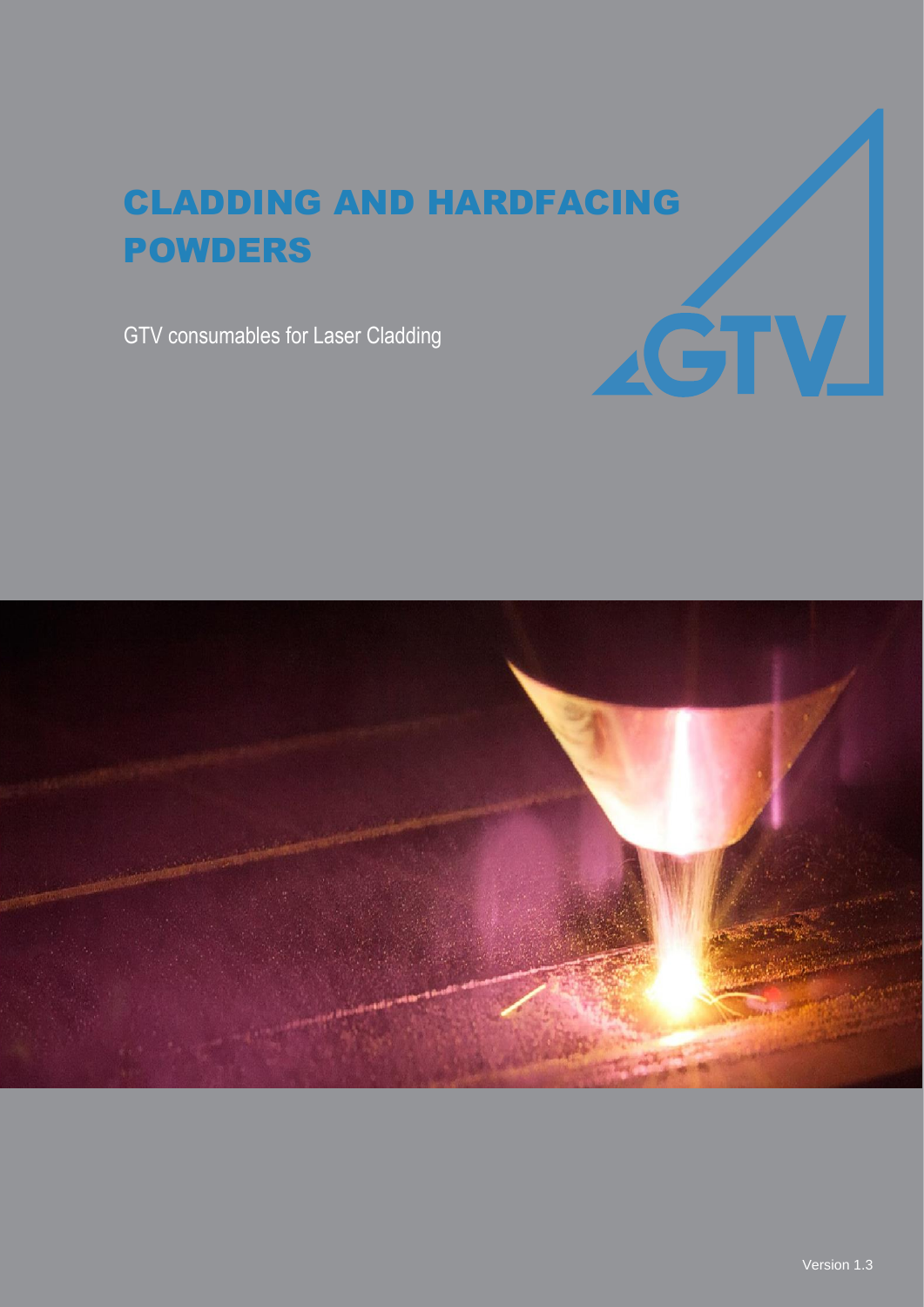# CLADDING AND HARDFACING POWDERS

GTV consumables for Laser Cladding

Version 1.3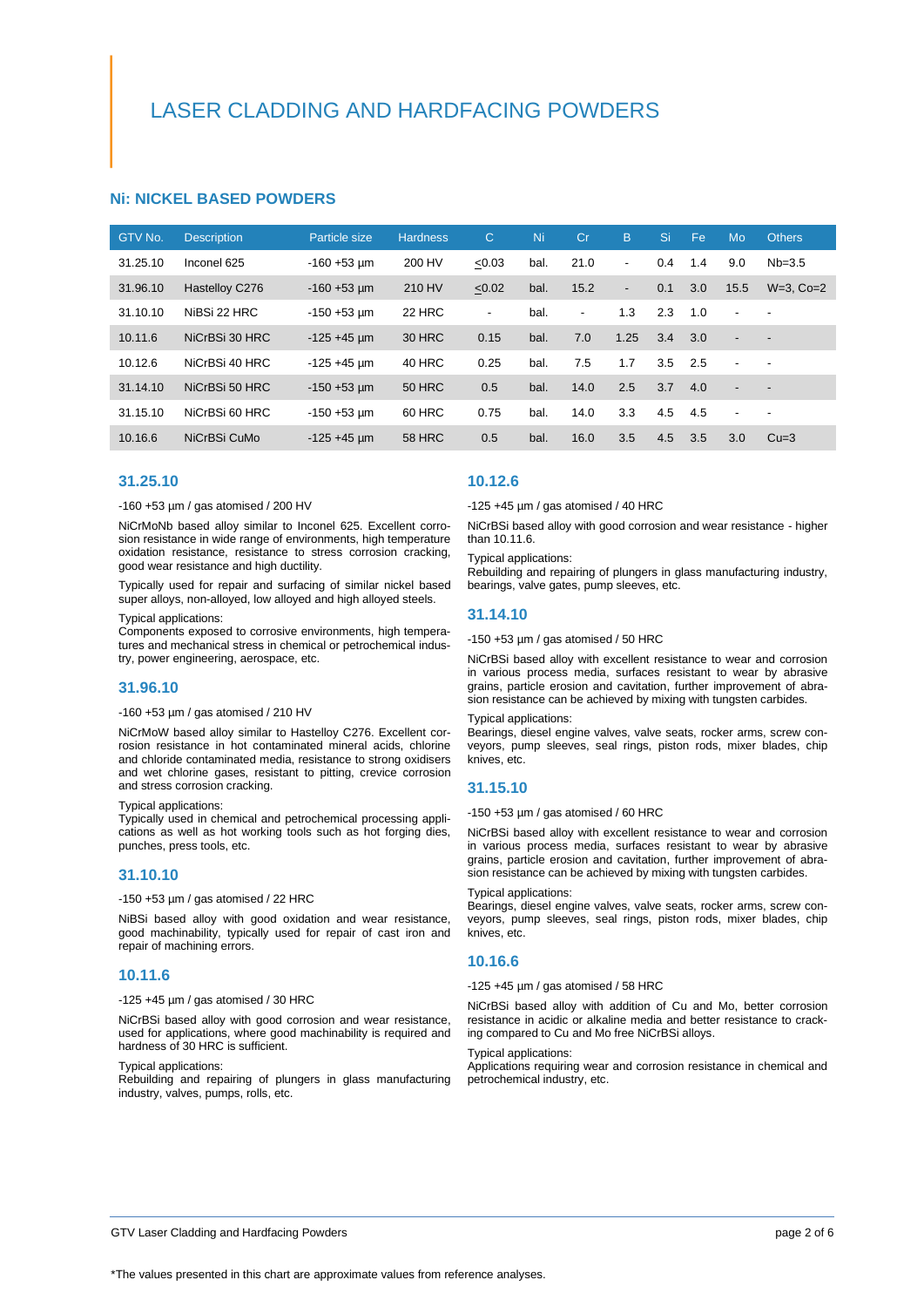# LASER CLADDING AND HARDFACING POWDERS

## Ni: NICKEL BASED POWDERS

| GTV No. | Description | Particle size | Hardness | C | Ni | Cr | B | Si | Fe | Mo | Others |
|---|---|---|---|---|---|---|---|---|---|---|---|
| 31.25.10 | Inconel 625 | -160 +53 µm | 200 HV | ≤0.03 | bal. | 21.0 | - | 0.4 | 1.4 | 9.0 | Nb=3.5 |
| 31.96.10 | Hastelloy C276 | -160 +53 µm | 210 HV | ≤0.02 | bal. | 15.2 | - | 0.1 | 3.0 | 15.5 | W=3, Co=2 |
| 31.10.10 | NiBSi 22 HRC | -150 +53 µm | 22 HRC | - | bal. | - | 1.3 | 2.3 | 1.0 | - | - |
| 10.11.6 | NiCrBSi 30 HRC | -125 +45 µm | 30 HRC | 0.15 | bal. | 7.0 | 1.25 | 3.4 | 3.0 | - | - |
| 10.12.6 | NiCrBSi 40 HRC | -125 +45 µm | 40 HRC | 0.25 | bal. | 7.5 | 1.7 | 3.5 | 2.5 | - | - |
| 31.14.10 | NiCrBSi 50 HRC | -150 +53 µm | 50 HRC | 0.5 | bal. | 14.0 | 2.5 | 3.7 | 4.0 | - | - |
| 31.15.10 | NiCrBSi 60 HRC | -150 +53 µm | 60 HRC | 0.75 | bal. | 14.0 | 3.3 | 4.5 | 4.5 | - | - |
| 10.16.6 | NiCrBSi CuMo | -125 +45 µm | 58 HRC | 0.5 | bal. | 16.0 | 3.5 | 4.5 | 3.5 | 3.0 | Cu=3 |

### 31.25.10

-160 +53 µm / gas atomised / 200 HV

NiCrMoNb based alloy similar to Inconel 625. Excellent corrosion resistance in wide range of environments, high temperature oxidation resistance, resistance to stress corrosion cracking, good wear resistance and high ductility.

Typically used for repair and surfacing of similar nickel based super alloys, non-alloyed, low alloyed and high alloyed steels.

Typical applications:
Components exposed to corrosive environments, high temperatures and mechanical stress in chemical or petrochemical industry, power engineering, aerospace, etc.

### 31.96.10

-160 +53 µm / gas atomised / 210 HV

NiCrMoW based alloy similar to Hastelloy C276. Excellent corrosion resistance in hot contaminated mineral acids, chlorine and chloride contaminated media, resistance to strong oxidisers and wet chlorine gases, resistant to pitting, crevice corrosion and stress corrosion cracking.

Typical applications:
Typically used in chemical and petrochemical processing applications as well as hot working tools such as hot forging dies, punches, press tools, etc.

### 31.10.10

-150 +53 µm / gas atomised / 22 HRC

NiBSi based alloy with good oxidation and wear resistance, good machinability, typically used for repair of cast iron and repair of machining errors.

### 10.11.6

-125 +45 µm / gas atomised / 30 HRC

NiCrBSi based alloy with good corrosion and wear resistance, used for applications, where good machinability is required and hardness of 30 HRC is sufficient.

Typical applications:
Rebuilding and repairing of plungers in glass manufacturing industry, valves, pumps, rolls, etc.

### 10.12.6

-125 +45 µm / gas atomised / 40 HRC

NiCrBSi based alloy with good corrosion and wear resistance - higher than 10.11.6.

Typical applications:
Rebuilding and repairing of plungers in glass manufacturing industry, bearings, valve gates, pump sleeves, etc.

### 31.14.10

-150 +53 µm / gas atomised / 50 HRC

NiCrBSi based alloy with excellent resistance to wear and corrosion in various process media, surfaces resistant to wear by abrasive grains, particle erosion and cavitation, further improvement of abrasion resistance can be achieved by mixing with tungsten carbides.

Typical applications:
Bearings, diesel engine valves, valve seats, rocker arms, screw conveyors, pump sleeves, seal rings, piston rods, mixer blades, chip knives, etc.

### 31.15.10

-150 +53 µm / gas atomised / 60 HRC

NiCrBSi based alloy with excellent resistance to wear and corrosion in various process media, surfaces resistant to wear by abrasive grains, particle erosion and cavitation, further improvement of abrasion resistance can be achieved by mixing with tungsten carbides.

Typical applications:
Bearings, diesel engine valves, valve seats, rocker arms, screw conveyors, pump sleeves, seal rings, piston rods, mixer blades, chip knives, etc.

### 10.16.6

-125 +45 µm / gas atomised / 58 HRC

NiCrBSi based alloy with addition of Cu and Mo, better corrosion resistance in acidic or alkaline media and better resistance to cracking compared to Cu and Mo free NiCrBSi alloys.

Typical applications:
Applications requiring wear and corrosion resistance in chemical and petrochemical industry, etc.

*The values presented in this chart are approximate values from reference analyses.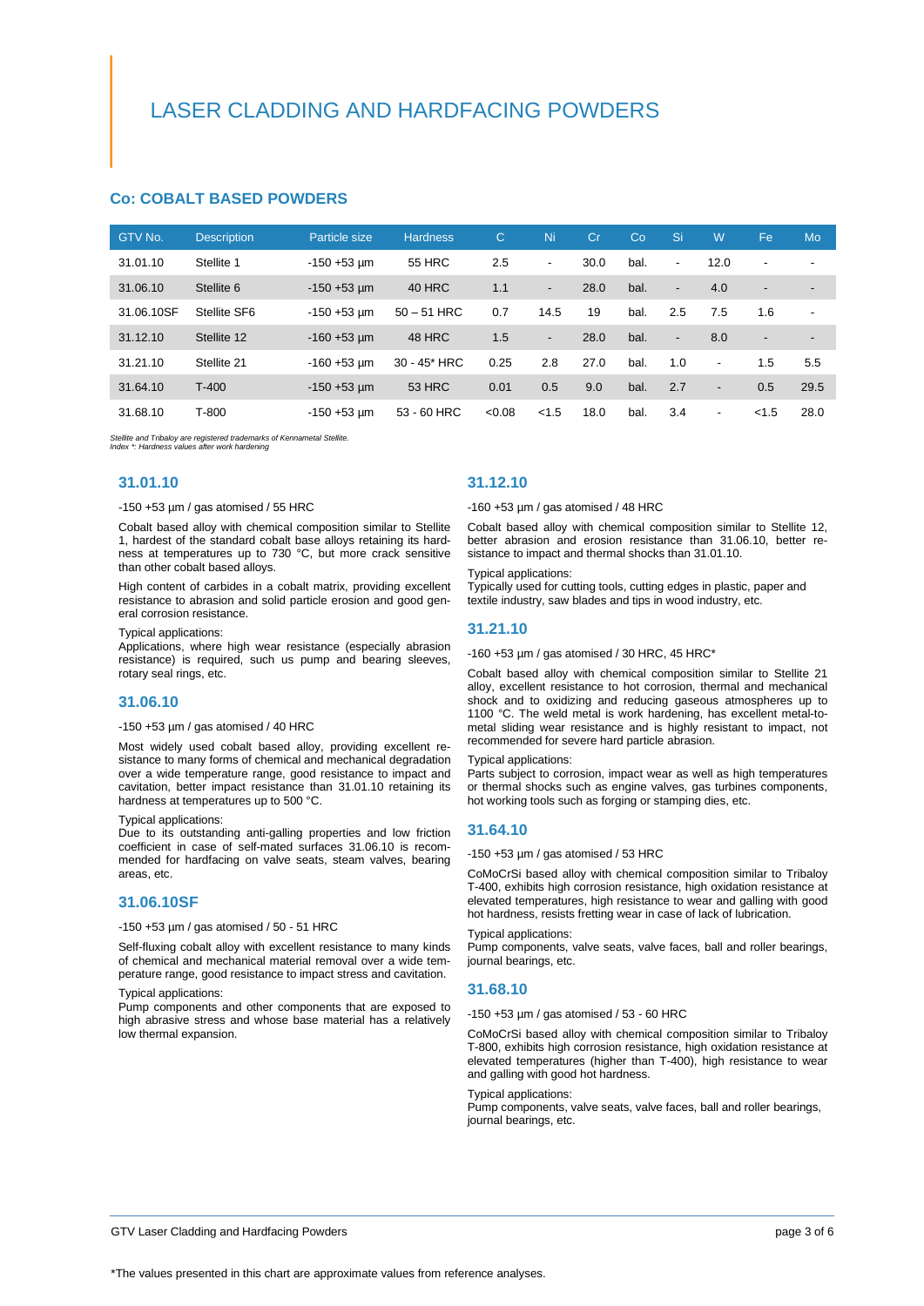# LASER CLADDING AND HARDFACING POWDERS

## Co: COBALT BASED POWDERS

| GTV No. | Description | Particle size | Hardness | C | Ni | Cr | Co | Si | W | Fe | Mo |
|---|---|---|---|---|---|---|---|---|---|---|---|
| 31.01.10 | Stellite 1 | -150 +53 µm | 55 HRC | 2.5 | - | 30.0 | bal. | - | 12.0 | - | - |
| 31.06.10 | Stellite 6 | -150 +53 µm | 40 HRC | 1.1 | - | 28.0 | bal. | - | 4.0 | - | - |
| 31.06.10SF | Stellite SF6 | -150 +53 µm | 50 – 51 HRC | 0.7 | 14.5 | 19 | bal. | 2.5 | 7.5 | 1.6 | - |
| 31.12.10 | Stellite 12 | -160 +53 µm | 48 HRC | 1.5 | - | 28.0 | bal. | - | 8.0 | - | - |
| 31.21.10 | Stellite 21 | -160 +53 µm | 30 - 45* HRC | 0.25 | 2.8 | 27.0 | bal. | 1.0 | - | 1.5 | 5.5 |
| 31.64.10 | T-400 | -150 +53 µm | 53 HRC | 0.01 | 0.5 | 9.0 | bal. | 2.7 | - | 0.5 | 29.5 |
| 31.68.10 | T-800 | -150 +53 µm | 53 - 60 HRC | <0.08 | <1.5 | 18.0 | bal. | 3.4 | - | <1.5 | 28.0 |

*Stellite and Tribaloy are registered trademarks of Kennametal Stellite.*
*Index *: Hardness values after work hardening*

### 31.01.10

-150 +53 µm / gas atomised / 55 HRC

Cobalt based alloy with chemical composition similar to Stellite 1, hardest of the standard cobalt base alloys retaining its hardness at temperatures up to 730 °C, but more crack sensitive than other cobalt based alloys.

High content of carbides in a cobalt matrix, providing excellent resistance to abrasion and solid particle erosion and good general corrosion resistance.

Typical applications:
Applications, where high wear resistance (especially abrasion resistance) is required, such us pump and bearing sleeves, rotary seal rings, etc.

### 31.06.10

-150 +53 µm / gas atomised / 40 HRC

Most widely used cobalt based alloy, providing excellent resistance to many forms of chemical and mechanical degradation over a wide temperature range, good resistance to impact and cavitation, better impact resistance than 31.01.10 retaining its hardness at temperatures up to 500 °C.

Typical applications:
Due to its outstanding anti-galling properties and low friction coefficient in case of self-mated surfaces 31.06.10 is recommended for hardfacing on valve seats, steam valves, bearing areas, etc.

### 31.06.10SF

-150 +53 µm / gas atomised / 50 - 51 HRC

Self-fluxing cobalt alloy with excellent resistance to many kinds of chemical and mechanical material removal over a wide temperature range, good resistance to impact stress and cavitation.

Typical applications:
Pump components and other components that are exposed to high abrasive stress and whose base material has a relatively low thermal expansion.

### 31.12.10

-160 +53 µm / gas atomised / 48 HRC

Cobalt based alloy with chemical composition similar to Stellite 12, better abrasion and erosion resistance than 31.06.10, better resistance to impact and thermal shocks than 31.01.10.

Typical applications:
Typically used for cutting tools, cutting edges in plastic, paper and textile industry, saw blades and tips in wood industry, etc.

### 31.21.10

-160 +53 µm / gas atomised / 30 HRC, 45 HRC*

Cobalt based alloy with chemical composition similar to Stellite 21 alloy, excellent resistance to hot corrosion, thermal and mechanical shock and to oxidizing and reducing gaseous atmospheres up to 1100 °C. The weld metal is work hardening, has excellent metal-to-metal sliding wear resistance and is highly resistant to impact, not recommended for severe hard particle abrasion.

Typical applications:
Parts subject to corrosion, impact wear as well as high temperatures or thermal shocks such as engine valves, gas turbines components, hot working tools such as forging or stamping dies, etc.

### 31.64.10

-150 +53 µm / gas atomised / 53 HRC

CoMoCrSi based alloy with chemical composition similar to Tribaloy T-400, exhibits high corrosion resistance, high oxidation resistance at elevated temperatures, high resistance to wear and galling with good hot hardness, resists fretting wear in case of lack of lubrication.

Typical applications:
Pump components, valve seats, valve faces, ball and roller bearings, journal bearings, etc.

### 31.68.10

-150 +53 µm / gas atomised / 53 - 60 HRC

CoMoCrSi based alloy with chemical composition similar to Tribaloy T-800, exhibits high corrosion resistance, high oxidation resistance at elevated temperatures (higher than T-400), high resistance to wear and galling with good hot hardness.

Typical applications:
Pump components, valve seats, valve faces, ball and roller bearings, journal bearings, etc.

*The values presented in this chart are approximate values from reference analyses.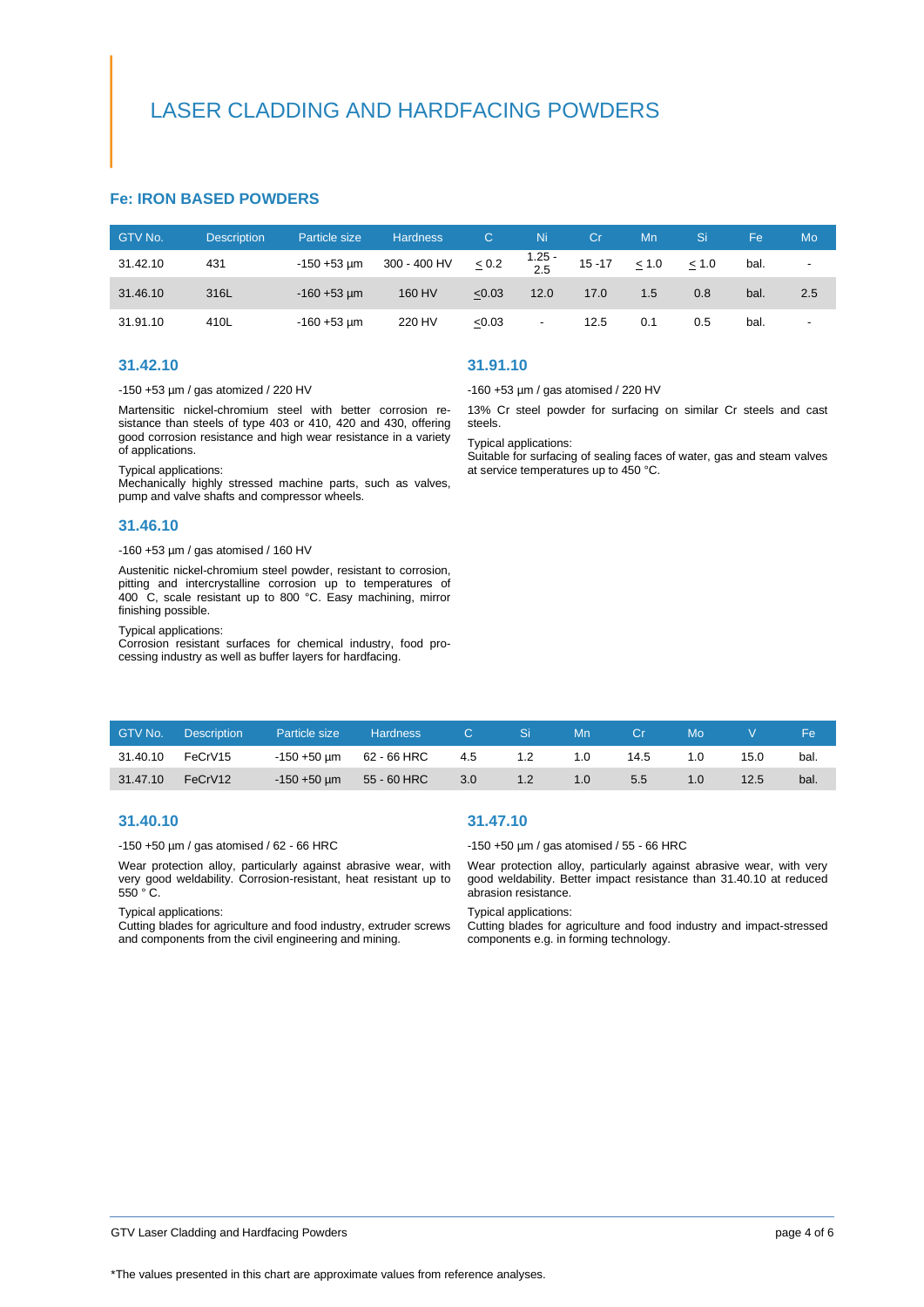# LASER CLADDING AND HARDFACING POWDERS

## Fe: IRON BASED POWDERS

| GTV No. | Description | Particle size | Hardness | C | Ni | Cr | Mn | Si | Fe | Mo |
|---|---|---|---|---|---|---|---|---|---|---|
| 31.42.10 | 431 | -150 +53 µm | 300 - 400 HV | ≤ 0.2 | 1.25 - 2.5 | 15 -17 | ≤ 1.0 | ≤ 1.0 | bal. | - |
| 31.46.10 | 316L | -160 +53 µm | 160 HV | ≤0.03 | 12.0 | 17.0 | 1.5 | 0.8 | bal. | 2.5 |
| 31.91.10 | 410L | -160 +53 µm | 220 HV | ≤0.03 | - | 12.5 | 0.1 | 0.5 | bal. | - |

### 31.42.10

-150 +53 µm / gas atomized / 220 HV

Martensitic nickel-chromium steel with better corrosion resistance than steels of type 403 or 410, 420 and 430, offering good corrosion resistance and high wear resistance in a variety of applications.

Typical applications:
Mechanically highly stressed machine parts, such as valves, pump and valve shafts and compressor wheels.

### 31.46.10

-160 +53 µm / gas atomised / 160 HV

Austenitic nickel-chromium steel powder, resistant to corrosion, pitting and intercrystalline corrosion up to temperatures of 400 C, scale resistant up to 800 °C. Easy machining, mirror finishing possible.

Typical applications:
Corrosion resistant surfaces for chemical industry, food processing industry as well as buffer layers for hardfacing.

### 31.91.10

-160 +53 µm / gas atomised / 220 HV

13% Cr steel powder for surfacing on similar Cr steels and cast steels.

Typical applications:
Suitable for surfacing of sealing faces of water, gas and steam valves at service temperatures up to 450 °C.

| GTV No. | Description | Particle size | Hardness | C | Si | Mn | Cr | Mo | V | Fe |
|---|---|---|---|---|---|---|---|---|---|---|
| 31.40.10 | FeCrV15 | -150 +50 µm | 62 - 66 HRC | 4.5 | 1.2 | 1.0 | 14.5 | 1.0 | 15.0 | bal. |
| 31.47.10 | FeCrV12 | -150 +50 µm | 55 - 60 HRC | 3.0 | 1.2 | 1.0 | 5.5 | 1.0 | 12.5 | bal. |

### 31.40.10

-150 +50 µm / gas atomised / 62 - 66 HRC

Wear protection alloy, particularly against abrasive wear, with very good weldability. Corrosion-resistant, heat resistant up to 550 ° C.

Typical applications:
Cutting blades for agriculture and food industry, extruder screws and components from the civil engineering and mining.

### 31.47.10

-150 +50 µm / gas atomised / 55 - 66 HRC

Wear protection alloy, particularly against abrasive wear, with very good weldability. Better impact resistance than 31.40.10 at reduced abrasion resistance.

Typical applications:
Cutting blades for agriculture and food industry and impact-stressed components e.g. in forming technology.

*The values presented in this chart are approximate values from reference analyses.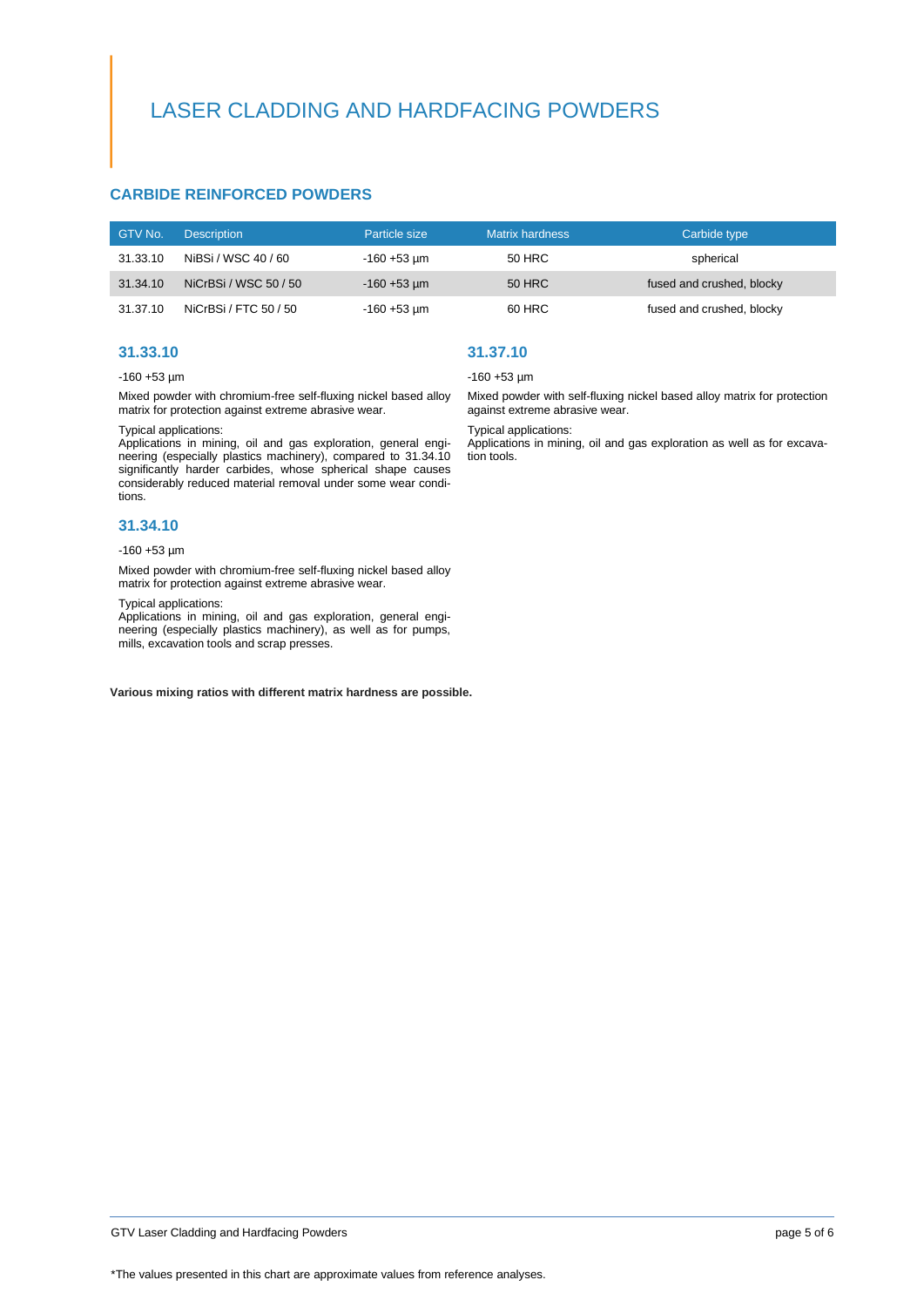# LASER CLADDING AND HARDFACING POWDERS

## CARBIDE REINFORCED POWDERS

| GTV No. | Description | Particle size | Matrix hardness | Carbide type |
|---|---|---|---|---|
| 31.33.10 | NiBSi / WSC 40 / 60 | -160 +53 µm | 50 HRC | spherical |
| 31.34.10 | NiCrBSi / WSC 50 / 50 | -160 +53 µm | 50 HRC | fused and crushed, blocky |
| 31.37.10 | NiCrBSi / FTC 50 / 50 | -160 +53 µm | 60 HRC | fused and crushed, blocky |

### 31.33.10

-160 +53 µm

Mixed powder with chromium-free self-fluxing nickel based alloy matrix for protection against extreme abrasive wear.

Typical applications:
Applications in mining, oil and gas exploration, general engineering (especially plastics machinery), compared to 31.34.10 significantly harder carbides, whose spherical shape causes considerably reduced material removal under some wear conditions.

### 31.34.10

-160 +53 µm

Mixed powder with chromium-free self-fluxing nickel based alloy matrix for protection against extreme abrasive wear.

Typical applications:
Applications in mining, oil and gas exploration, general engineering (especially plastics machinery), as well as for pumps, mills, excavation tools and scrap presses.

### 31.37.10

-160 +53 µm

Mixed powder with self-fluxing nickel based alloy matrix for protection against extreme abrasive wear.

Typical applications:
Applications in mining, oil and gas exploration as well as for excavation tools.

**Various mixing ratios with different matrix hardness are possible.**

*The values presented in this chart are approximate values from reference analyses.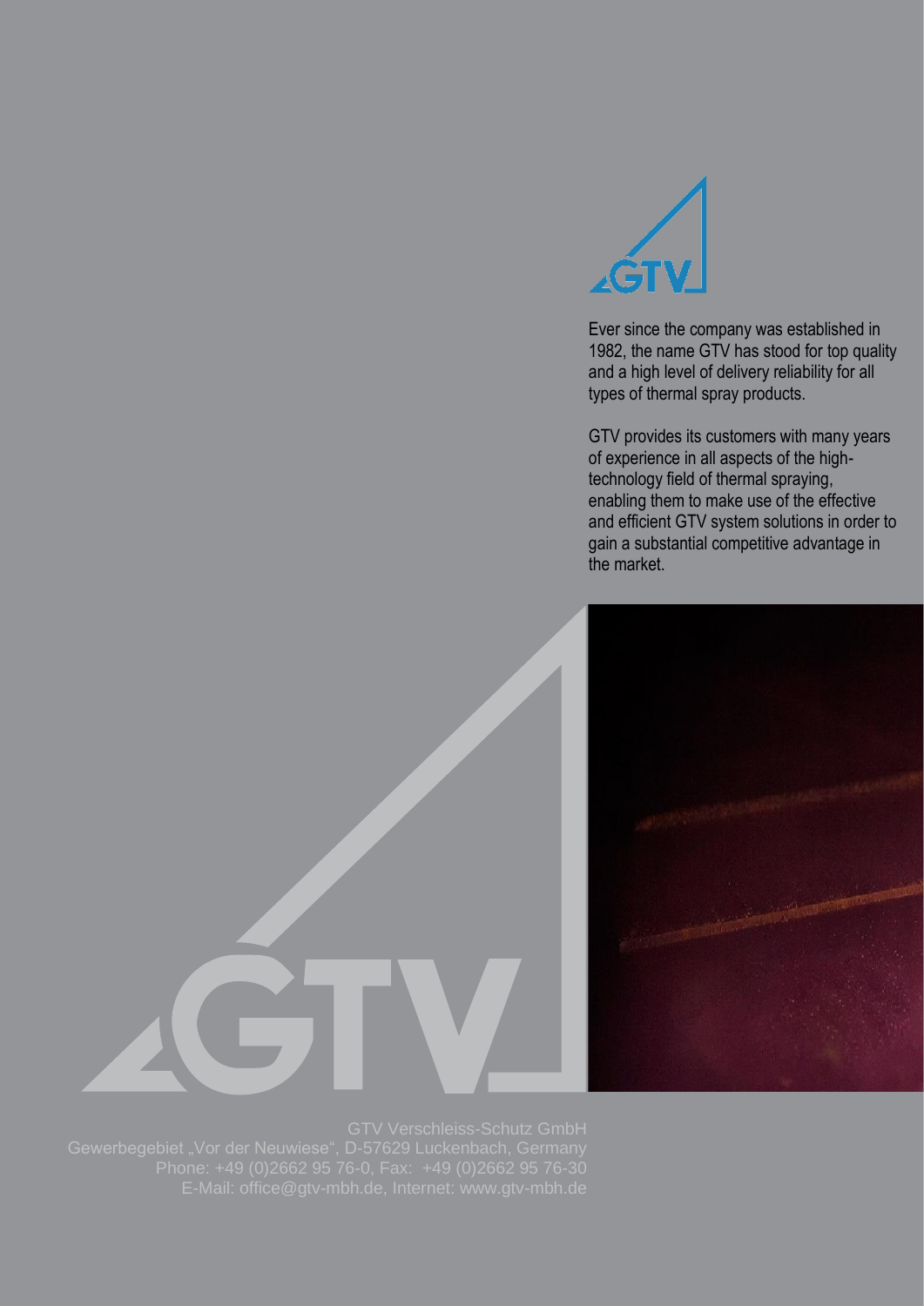Ever since the company was established in 1982, the name GTV has stood for top quality and a high level of delivery reliability for all types of thermal spray products.

GTV provides its customers with many years of experience in all aspects of the high-technology field of thermal spraying, enabling them to make use of the effective and efficient GTV system solutions in order to gain a substantial competitive advantage in the market.

GTV Verschleiss-Schutz GmbH
Gewerbegebiet „Vor der Neuwiese", D-57629 Luckenbach, Germany
Phone: +49 (0)2662 95 76-0, Fax: +49 (0)2662 95 76-30
E-Mail: office@gtv-mbh.de, Internet: www.gtv-mbh.de